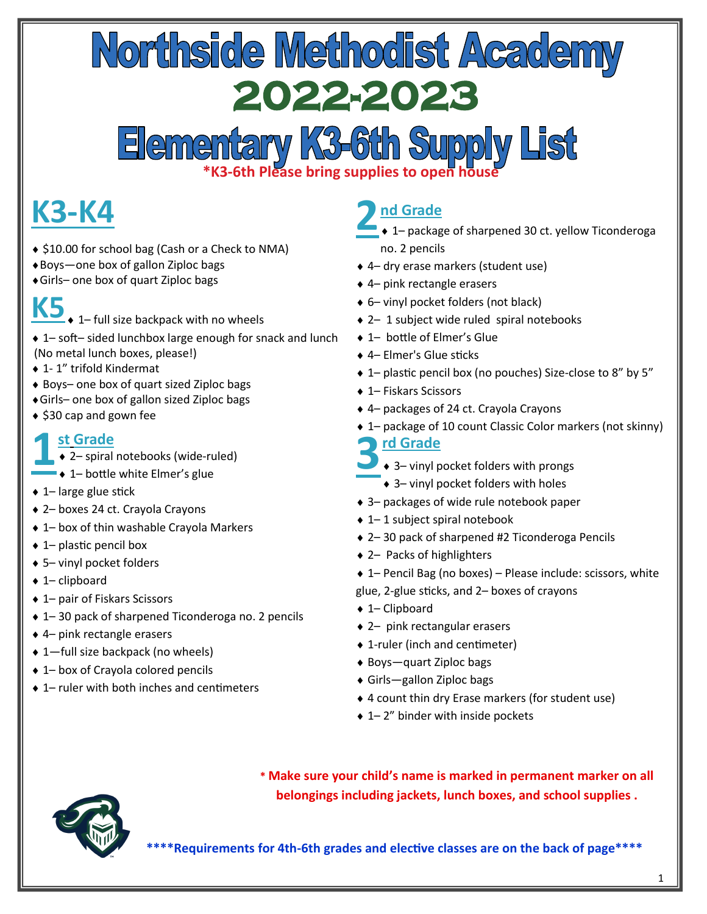# Northside Methodist Academy 2022-2023

# Elementary K3-6th Supply List

**\*K3-6th Please bring supplies to open house**

## K3-K4

- $10.00 for school bag (Cash or a Check to NMA)
- Boys—one box of gallon Ziploc bags
- Girls– one box of quart Ziploc bags

## K5

- 1– full size backpack with no wheels
- 1– soft– sided lunchbox large enough for snack and lunch (No metal lunch boxes, please!)
- 1- 1" trifold Kindermat
- Boys– one box of quart sized Ziploc bags
- Girls– one box of gallon sized Ziploc bags
- $30 cap and gown fee

## 1st Grade

- 2– spiral notebooks (wide-ruled)
- 1– bottle white Elmer's glue
- 1– large glue stick
- 2– boxes 24 ct. Crayola Crayons
- 1– box of thin washable Crayola Markers
- 1– plastic pencil box
- 5– vinyl pocket folders
- 1– clipboard
- 1– pair of Fiskars Scissors
- 1– 30 pack of sharpened Ticonderoga no. 2 pencils
- 4– pink rectangle erasers
- 1—full size backpack (no wheels)
- 1– box of Crayola colored pencils
- 1– ruler with both inches and centimeters

## 2nd Grade

- 1– package of sharpened 30 ct. yellow Ticonderoga no. 2 pencils
- 4– dry erase markers (student use)
- 4– pink rectangle erasers
- 6– vinyl pocket folders (not black)
- 2– 1 subject wide ruled spiral notebooks
- 1– bottle of Elmer's Glue
- 4– Elmer's Glue sticks
- 1– plastic pencil box (no pouches) Size-close to 8" by 5"
- 1– Fiskars Scissors
- 4– packages of 24 ct. Crayola Crayons
- 1– package of 10 count Classic Color markers (not skinny)

## 3rd Grade

- 3– vinyl pocket folders with prongs
- 3– vinyl pocket folders with holes
- 3– packages of wide rule notebook paper
- 1– 1 subject spiral notebook
- 2– 30 pack of sharpened #2 Ticonderoga Pencils
- 2– Packs of highlighters
- 1– Pencil Bag (no boxes) – Please include: scissors, white glue, 2-glue sticks, and 2– boxes of crayons
- 1– Clipboard
- 2– pink rectangular erasers
- 1-ruler (inch and centimeter)
- Boys—quart Ziploc bags
- Girls—gallon Ziploc bags
- 4 count thin dry Erase markers (for student use)
- 1– 2" binder with inside pockets

**\* Make sure your child's name is marked in permanent marker on all belongings including jackets, lunch boxes, and school supplies .**

**\*\*\*\*Requirements for 4th-6th grades and elective classes are on the back of page\*\*\*\***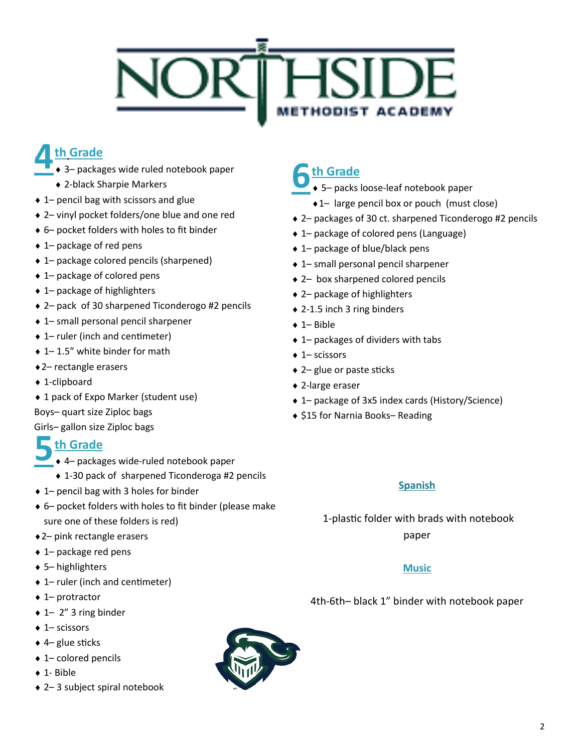NORTHSIDE METHODIST ACADEMY

## 4th Grade

- 3– packages wide ruled notebook paper
- 2-black Sharpie Markers
- 1– pencil bag with scissors and glue
- 2– vinyl pocket folders/one blue and one red
- 6– pocket folders with holes to fit binder
- 1– package of red pens
- 1– package colored pencils (sharpened)
- 1– package of colored pens
- 1– package of highlighters
- 2– pack of 30 sharpened Ticonderogo #2 pencils
- 1– small personal pencil sharpener
- 1– ruler (inch and centimeter)
- 1– 1.5" white binder for math
- 2– rectangle erasers
- 1-clipboard
- 1 pack of Expo Marker (student use)

Boys– quart size Ziploc bags

Girls– gallon size Ziploc bags

## 5th Grade

- 4– packages wide-ruled notebook paper
- 1-30 pack of sharpened Ticonderoga #2 pencils
- 1– pencil bag with 3 holes for binder
- 6– pocket folders with holes to fit binder (please make sure one of these folders is red)
- 2– pink rectangle erasers
- 1– package red pens
- 5– highlighters
- 1– ruler (inch and centimeter)
- 1– protractor
- 1– 2" 3 ring binder
- 1– scissors
- 4– glue sticks
- 1– colored pencils
- 1- Bible
- 2– 3 subject spiral notebook

## 6th Grade

- 5– packs loose-leaf notebook paper
- 1– large pencil box or pouch (must close)
- 2– packages of 30 ct. sharpened Ticonderogo #2 pencils
- 1– package of colored pens (Language)
- 1– package of blue/black pens
- 1– small personal pencil sharpener
- 2– box sharpened colored pencils
- 2– package of highlighters
- 2-1.5 inch 3 ring binders
- 1– Bible
- 1– packages of dividers with tabs
- 1– scissors
- 2– glue or paste sticks
- 2-large eraser
- 1– package of 3x5 index cards (History/Science)
- $15 for Narnia Books– Reading

## Spanish

1-plastic folder with brads with notebook paper

## Music

4th-6th– black 1" binder with notebook paper